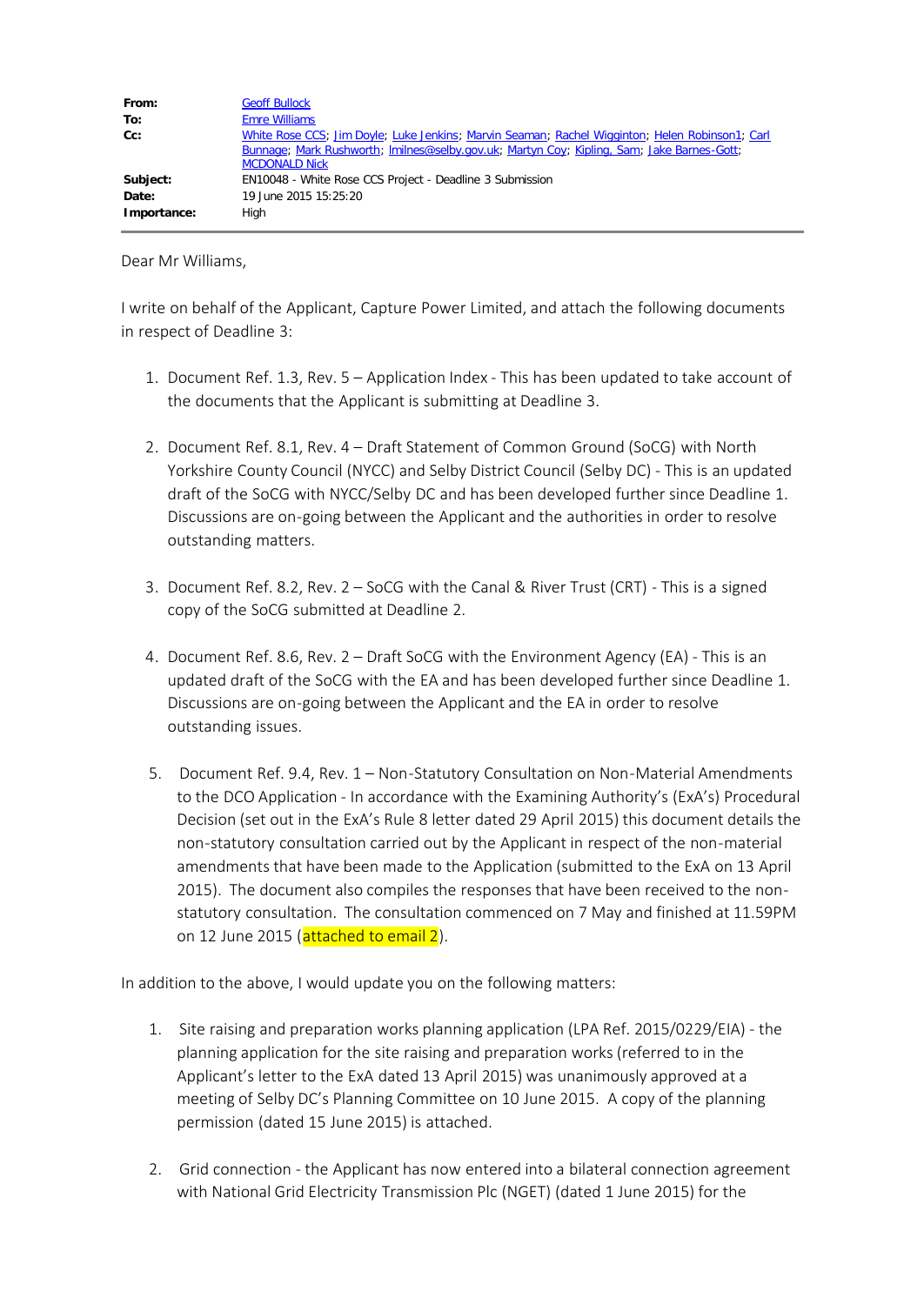| | |
|---|---|
| **From:** | Geoff Bullock |
| **To:** | Emre Williams |
| **Cc:** | White Rose CCS; Jim Doyle; Luke Jenkins; Marvin Seaman; Rachel Wigginton; Helen Robinson1; Carl Bunnage; Mark Rushworth; lmilnes@selby.gov.uk; Martyn Coy; Kipling, Sam; Jake Barnes-Gott; MCDONALD Nick |
| **Subject:** | EN10048 - White Rose CCS Project - Deadline 3 Submission |
| **Date:** | 19 June 2015 15:25:20 |
| **Importance:** | High |

Dear Mr Williams,

I write on behalf of the Applicant, Capture Power Limited, and attach the following documents in respect of Deadline 3:

1. Document Ref. 1.3, Rev. 5 – Application Index - This has been updated to take account of the documents that the Applicant is submitting at Deadline 3.

2. Document Ref. 8.1, Rev. 4 – Draft Statement of Common Ground (SoCG) with North Yorkshire County Council (NYCC) and Selby District Council (Selby DC) - This is an updated draft of the SoCG with NYCC/Selby DC and has been developed further since Deadline 1. Discussions are on-going between the Applicant and the authorities in order to resolve outstanding matters.

3. Document Ref. 8.2, Rev. 2 – SoCG with the Canal & River Trust (CRT) - This is a signed copy of the SoCG submitted at Deadline 2.

4. Document Ref. 8.6, Rev. 2 – Draft SoCG with the Environment Agency (EA) - This is an updated draft of the SoCG with the EA and has been developed further since Deadline 1. Discussions are on-going between the Applicant and the EA in order to resolve outstanding issues.

5. Document Ref. 9.4, Rev. 1 – Non-Statutory Consultation on Non-Material Amendments to the DCO Application - In accordance with the Examining Authority's (ExA's) Procedural Decision (set out in the ExA's Rule 8 letter dated 29 April 2015) this document details the non-statutory consultation carried out by the Applicant in respect of the non-material amendments that have been made to the Application (submitted to the ExA on 13 April 2015). The document also compiles the responses that have been received to the non-statutory consultation. The consultation commenced on 7 May and finished at 11.59PM on 12 June 2015 (attached to email 2).

In addition to the above, I would update you on the following matters:

1. Site raising and preparation works planning application (LPA Ref. 2015/0229/EIA) - the planning application for the site raising and preparation works (referred to in the Applicant's letter to the ExA dated 13 April 2015) was unanimously approved at a meeting of Selby DC's Planning Committee on 10 June 2015. A copy of the planning permission (dated 15 June 2015) is attached.

2. Grid connection - the Applicant has now entered into a bilateral connection agreement with National Grid Electricity Transmission Plc (NGET) (dated 1 June 2015) for the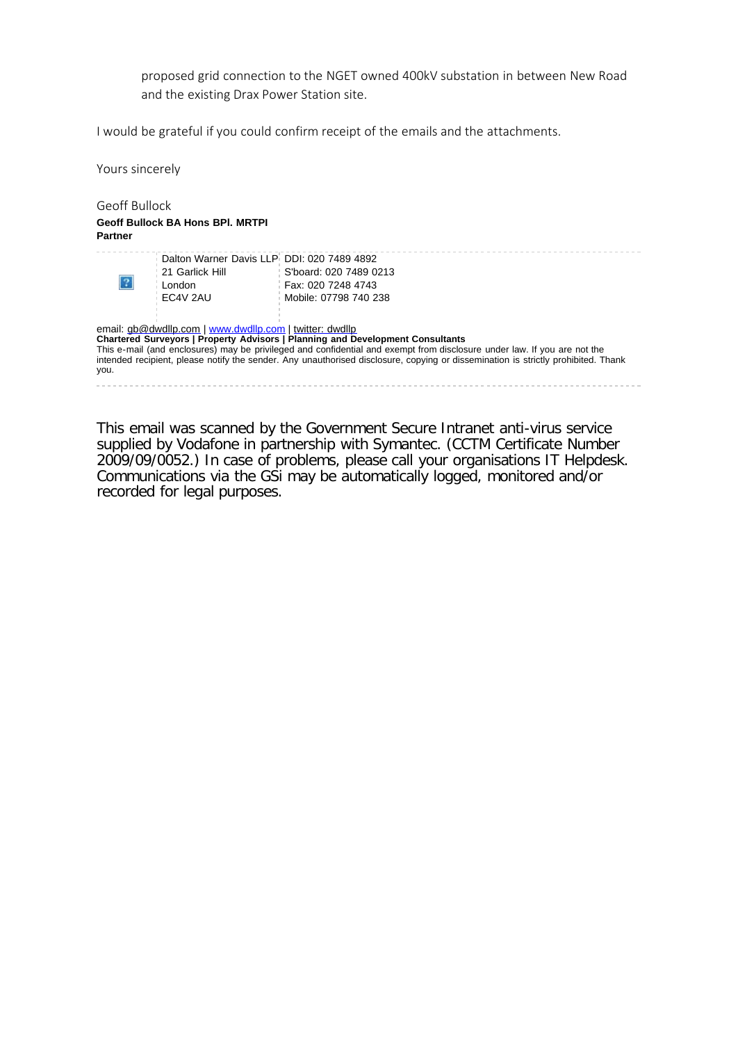proposed grid connection to the NGET owned 400kV substation in between New Road and the existing Drax Power Station site.

I would be grateful if you could confirm receipt of the emails and the attachments.

Yours sincerely

Geoff Bullock

**Geoff Bullock BA Hons BPl. MRTPI**
**Partner**

| | | |
|---|---|---|
| | Dalton Warner Davis LLP<br>21 Garlick Hill<br>London<br>EC4V 2AU | DDI: 020 7489 4892<br>S'board: 020 7489 0213<br>Fax: 020 7248 4743<br>Mobile: 07798 740 238 |

email: gb@dwdllp.com | www.dwdllp.com | twitter: dwdllp

**Chartered Surveyors | Property Advisors | Planning and Development Consultants**

This e-mail (and enclosures) may be privileged and confidential and exempt from disclosure under law. If you are not the intended recipient, please notify the sender. Any unauthorised disclosure, copying or dissemination is strictly prohibited. Thank you.

This email was scanned by the Government Secure Intranet anti-virus service supplied by Vodafone in partnership with Symantec. (CCTM Certificate Number 2009/09/0052.) In case of problems, please call your organisations IT Helpdesk. Communications via the GSi may be automatically logged, monitored and/or recorded for legal purposes.